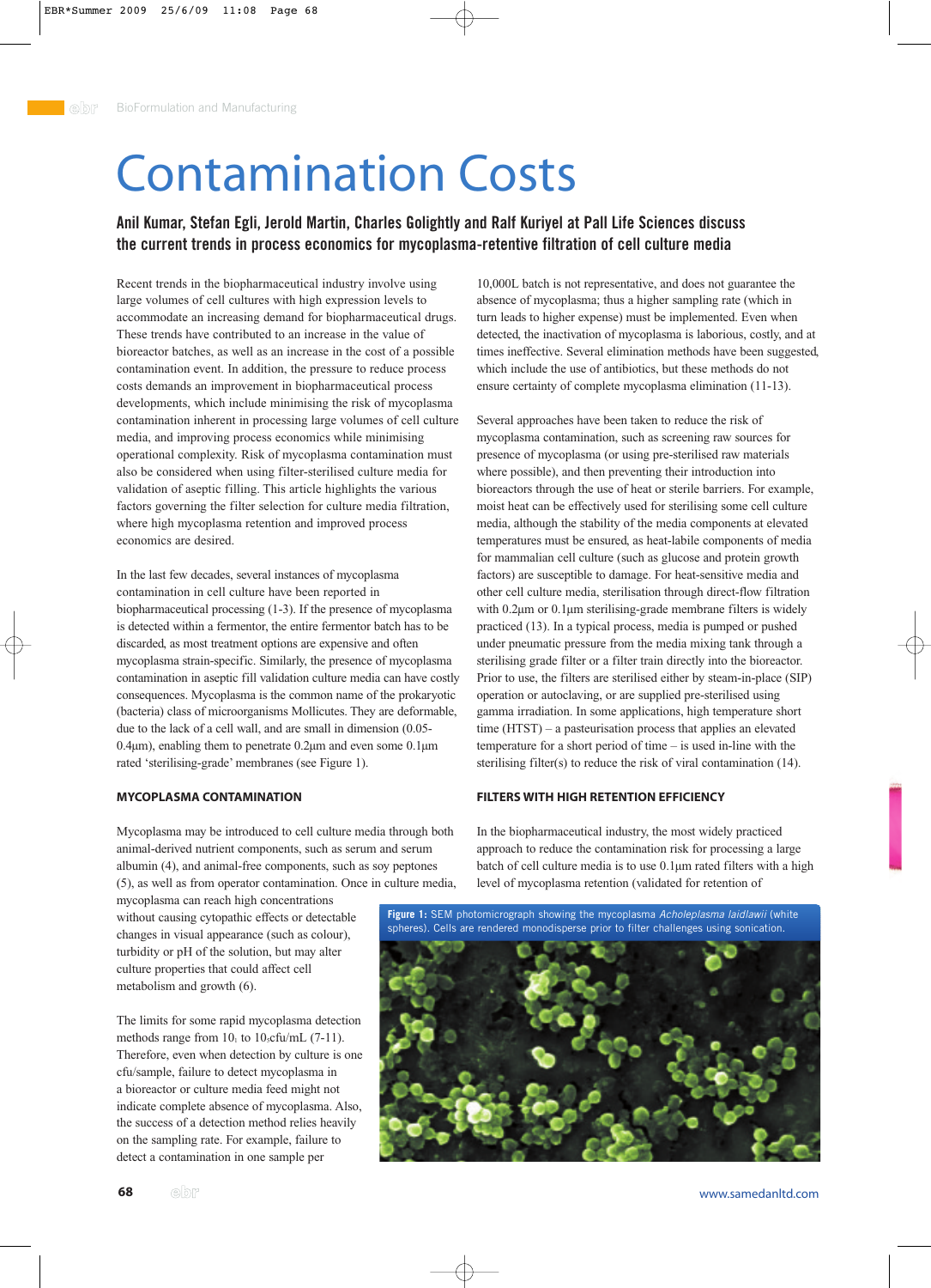# Contamination Costs

**Anil Kumar, Stefan Egli, Jerold Martin, Charles Golightly and Ralf Kuriyel at Pall Life Sciences discuss the current trends in process economics for mycoplasma-retentive filtration of cell culture media**

Recent trends in the biopharmaceutical industry involve using large volumes of cell cultures with high expression levels to accommodate an increasing demand for biopharmaceutical drugs. These trends have contributed to an increase in the value of bioreactor batches, as well as an increase in the cost of a possible contamination event. In addition, the pressure to reduce process costs demands an improvement in biopharmaceutical process developments, which include minimising the risk of mycoplasma contamination inherent in processing large volumes of cell culture media, and improving process economics while minimising operational complexity. Risk of mycoplasma contamination must also be considered when using filter-sterilised culture media for validation of aseptic filling. This article highlights the various factors governing the filter selection for culture media filtration, where high mycoplasma retention and improved process economics are desired.

In the last few decades, several instances of mycoplasma contamination in cell culture have been reported in biopharmaceutical processing (1-3). If the presence of mycoplasma is detected within a fermentor, the entire fermentor batch has to be discarded, as most treatment options are expensive and often mycoplasma strain-specific. Similarly, the presence of mycoplasma contamination in aseptic fill validation culture media can have costly consequences. Mycoplasma is the common name of the prokaryotic (bacteria) class of microorganisms Mollicutes. They are deformable, due to the lack of a cell wall, and are small in dimension (0.05-0.4µm), enabling them to penetrate 0.2µm and even some 0.1µm rated 'sterilising-grade' membranes (see Figure 1).

## MYCOPLASMA CONTAMINATION

Mycoplasma may be introduced to cell culture media through both animal-derived nutrient components, such as serum and serum albumin (4), and animal-free components, such as soy peptones (5), as well as from operator contamination. Once in culture media, mycoplasma can reach high concentrations without causing cytopathic effects or detectable changes in visual appearance (such as colour), turbidity or pH of the solution, but may alter culture properties that could affect cell metabolism and growth (6).

The limits for some rapid mycoplasma detection methods range from $10^1$ to $10^3$cfu/mL (7-11). Therefore, even when detection by culture is one cfu/sample, failure to detect mycoplasma in a bioreactor or culture media feed might not indicate complete absence of mycoplasma. Also, the success of a detection method relies heavily on the sampling rate. For example, failure to detect a contamination in one sample per 10,000L batch is not representative, and does not guarantee the absence of mycoplasma; thus a higher sampling rate (which in turn leads to higher expense) must be implemented. Even when detected, the inactivation of mycoplasma is laborious, costly, and at times ineffective. Several elimination methods have been suggested, which include the use of antibiotics, but these methods do not ensure certainty of complete mycoplasma elimination (11-13).

Several approaches have been taken to reduce the risk of mycoplasma contamination, such as screening raw sources for presence of mycoplasma (or using pre-sterilised raw materials where possible), and then preventing their introduction into bioreactors through the use of heat or sterile barriers. For example, moist heat can be effectively used for sterilising some cell culture media, although the stability of the media components at elevated temperatures must be ensured, as heat-labile components of media for mammalian cell culture (such as glucose and protein growth factors) are susceptible to damage. For heat-sensitive media and other cell culture media, sterilisation through direct-flow filtration with 0.2µm sterilising-grade membrane filters is widely practiced (13). In a typical process, media is pumped or pushed under pneumatic pressure from the media mixing tank through a sterilising grade filter or a filter train directly into the bioreactor. Prior to use, the filters are sterilised either by steam-in-place (SIP) operation or autoclaving, or are supplied pre-sterilised using gamma irradiation. In some applications, high temperature short time (HTST) – a pasteurisation process that applies an elevated temperature for a short period of time – is used in-line with the sterilising filter(s) to reduce the risk of viral contamination (14).

## FILTERS WITH HIGH RETENTION EFFICIENCY

In the biopharmaceutical industry, the most widely practiced approach to reduce the contamination risk for processing a large batch of cell culture media is to use 0.1µm rated filters with a high level of mycoplasma retention (validated for retention of

**Figure 1:** SEM photomicrograph showing the mycoplasma *Acholeplasma laidlawii* (white spheres). Cells are rendered monodisperse prior to filter challenges using sonication.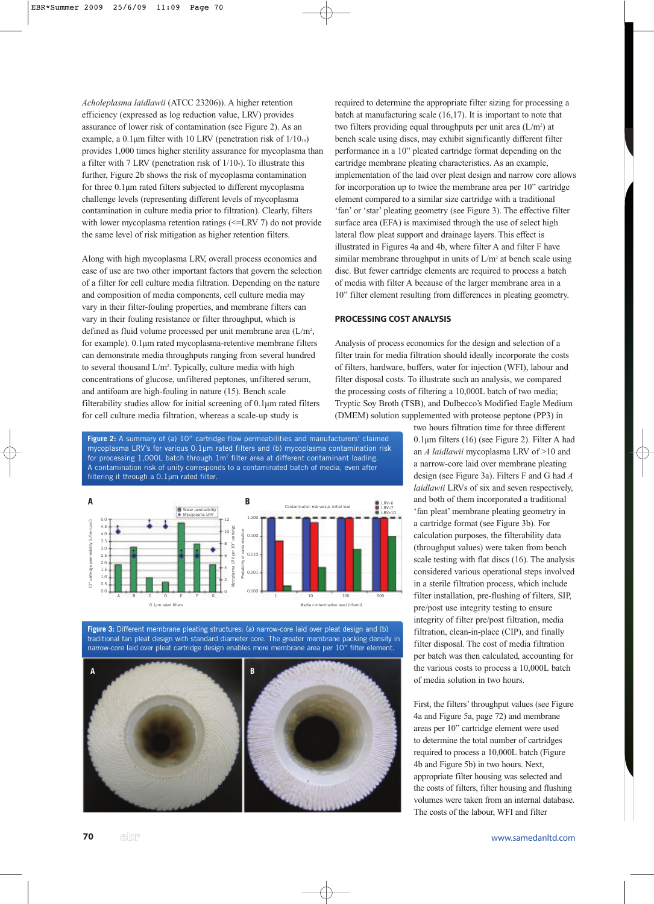*Acholeplasma laidlawii* (ATCC 23206)). A higher retention efficiency (expressed as log reduction value, LRV) provides assurance of lower risk of contamination (see Figure 2). As an example, a 0.1µm filter with 10 LRV (penetration risk of $1/10_{10}$) provides 1,000 times higher sterility assurance for mycoplasma than a filter with 7 LRV (penetration risk of $1/10_7$). To illustrate this further, Figure 2b shows the risk of mycoplasma contamination for three 0.1µm rated filters subjected to different mycoplasma challenge levels (representing different levels of mycoplasma contamination in culture media prior to filtration). Clearly, filters with lower mycoplasma retention ratings (<=LRV 7) do not provide the same level of risk mitigation as higher retention filters.

Along with high mycoplasma LRV, overall process economics and ease of use are two other important factors that govern the selection of a filter for cell culture media filtration. Depending on the nature and composition of media components, cell culture media may vary in their filter-fouling properties, and membrane filters can vary in their fouling resistance or filter throughput, which is defined as fluid volume processed per unit membrane area (L/m², for example). 0.1µm rated mycoplasma-retentive membrane filters can demonstrate media throughputs ranging from several hundred to several thousand L/m². Typically, culture media with high concentrations of glucose, unfiltered peptones, unfiltered serum, and antifoam are high-fouling in nature (15). Bench scale filterability studies allow for initial screening of 0.1µm rated filters for cell culture media filtration, whereas a scale-up study is required to determine the appropriate filter sizing for processing a batch at manufacturing scale (16,17). It is important to note that two filters providing equal throughputs per unit area (L/m²) at bench scale using discs, may exhibit significantly different filter performance in a 10" pleated cartridge format depending on the cartridge membrane pleating characteristics. As an example, implementation of the laid over pleat design and narrow core allows for incorporation up to twice the membrane area per 10" cartridge element compared to a similar size cartridge with a traditional 'fan' or 'star' pleating geometry (see Figure 3). The effective filter surface area (EFA) is maximised through the use of select high lateral flow pleat support and drainage layers. This effect is illustrated in Figures 4a and 4b, where filter A and filter F have similar membrane throughput in units of L/m² at bench scale using disc. But fewer cartridge elements are required to process a batch of media with filter A because of the larger membrane area in a 10" filter element resulting from differences in pleating geometry.

Figure 2: A summary of (a) 10" cartridge flow permeabilities and manufacturers' claimed mycoplasma LRV's for various 0.1µm rated filters and (b) mycoplasma contamination risk for processing 1,000L batch through 1m² filter area at different contaminant loading. A contamination risk of unity corresponds to a contaminated batch of media, even after filtering it through a 0.1µm rated filter.

Figure 3: Different membrane pleating structures: (a) narrow-core laid over pleat design and (b) traditional fan pleat design with standard diameter core. The greater membrane packing density in narrow-core laid over pleat cartridge design enables more membrane area per 10" filter element.

## PROCESSING COST ANALYSIS

Analysis of process economics for the design and selection of a filter train for media filtration should ideally incorporate the costs of filters, hardware, buffers, water for injection (WFI), labour and filter disposal costs. To illustrate such an analysis, we compared the processing costs of filtering a 10,000L batch of two media; Tryptic Soy Broth (TSB), and Dulbecco's Modified Eagle Medium (DMEM) solution supplemented with proteose peptone (PP3) in two hours filtration time for three different 0.1µm filters (16) (see Figure 2). Filter A had an *A laidlawii* mycoplasma LRV of >10 and a narrow-core laid over membrane pleating design (see Figure 3a). Filters F and G had *A laidlawii* LRVs of six and seven respectively, and both of them incorporated a traditional 'fan pleat' membrane pleating geometry in a cartridge format (see Figure 3b). For calculation purposes, the filterability data (throughput values) were taken from bench scale testing with flat discs (16). The analysis considered various operational steps involved in a sterile filtration process, which include filter installation, pre-flushing of filters, SIP, pre/post use integrity testing to ensure integrity of filter pre/post filtration, media filtration, clean-in-place (CIP), and finally filter disposal. The cost of media filtration per batch was then calculated, accounting for the various costs to process a 10,000L batch of media solution in two hours.

First, the filters' throughput values (see Figure 4a and Figure 5a, page 72) and membrane areas per 10" cartridge element were used to determine the total number of cartridges required to process a 10,000L batch (Figure 4b and Figure 5b) in two hours. Next, appropriate filter housing was selected and the costs of filters, filter housing and flushing volumes were taken from an internal database. The costs of the labour, WFI and filter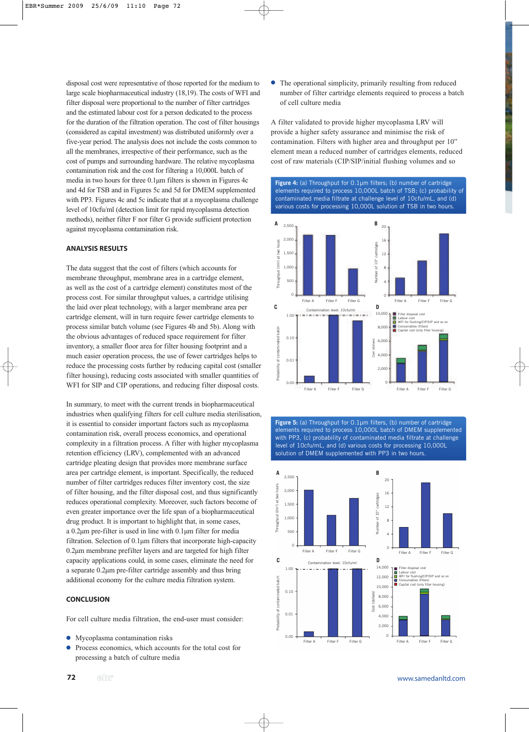disposal cost were representative of those reported for the medium to large scale biopharmaceutical industry (18,19). The costs of WFI and filter disposal were proportional to the number of filter cartridges and the estimated labour cost for a person dedicated to the process for the duration of the filtration operation. The cost of filter housings (considered as capital investment) was distributed uniformly over a five-year period. The analysis does not include the costs common to all the membranes, irrespective of their performance, such as the cost of pumps and surrounding hardware. The relative mycoplasma contamination risk and the cost for filtering a 10,000L batch of media in two hours for three 0.1µm filters is shown in Figures 4c and 4d for TSB and in Figures 5c and 5d for DMEM supplemented with PP3. Figures 4c and 5c indicate that at a mycoplasma challenge level of 10cfu/ml (detection limit for rapid mycoplasma detection methods), neither filter F nor filter G provide sufficient protection against mycoplasma contamination risk.

## ANALYSIS RESULTS

The data suggest that the cost of filters (which accounts for membrane throughput, membrane area in a cartridge element, as well as the cost of a cartridge element) constitutes most of the process cost. For similar throughput values, a cartridge utilising the laid over pleat technology, with a larger membrane area per cartridge element, will in turn require fewer cartridge elements to process similar batch volume (see Figures 4b and 5b). Along with the obvious advantages of reduced space requirement for filter inventory, a smaller floor area for filter housing footprint and a much easier operation process, the use of fewer cartridges helps to reduce the processing costs further by reducing capital cost (smaller filter housing), reducing costs associated with smaller quantities of WFI for SIP and CIP operations, and reducing filter disposal costs.

In summary, to meet with the current trends in biopharmaceutical industries when qualifying filters for cell culture media sterilisation, it is essential to consider important factors such as mycoplasma contamination risk, overall process economics, and operational complexity in a filtration process. A filter with higher mycoplasma retention efficiency (LRV), complemented with an advanced cartridge pleating design that provides more membrane surface area per cartridge element, is important. Specifically, the reduced number of filter cartridges reduces filter inventory cost, the size of filter housing, and the filter disposal cost, and thus significantly reduces operational complexity. Moreover, such factors become of even greater importance over the life span of a biopharmaceutical drug product. It is important to highlight that, in some cases, a 0.2µm pre-filter is used in line with 0.1µm filter for media filtration. Selection of 0.1µm filters that incorporate high-capacity 0.2µm membrane prefilter layers and are targeted for high filter capacity applications could, in some cases, eliminate the need for a separate 0.2µm pre-filter cartridge assembly and thus bring additional economy for the culture media filtration system.

## CONCLUSION

For cell culture media filtration, the end-user must consider:

- Mycoplasma contamination risks
- Process economics, which accounts for the total cost for processing a batch of culture media
- The operational simplicity, primarily resulting from reduced number of filter cartridge elements required to process a batch of cell culture media

A filter validated to provide higher mycoplasma LRV will provide a higher safety assurance and minimise the risk of contamination. Filters with higher area and throughput per 10" element mean a reduced number of cartridges elements, reduced cost of raw materials (CIP/SIP/initial flushing volumes and so

**Figure 4:** (a) Throughput for 0.1µm filters; (b) number of cartridge elements required to process 10,000L batch of TSB; (c) probability of contaminated media filtrate at challenge level of 10cfu/mL, and (d) various costs for processing 10,000L solution of TSB in two hours.

**Figure 5:** (a) Throughput for 0.1µm filters, (b) number of cartridge elements required to process 10,000L batch of DMEM supplemented with PP3, (c) probability of contaminated media filtrate at challenge level of 10cfu/mL, and (d) various costs for processing 10,000L solution of DMEM supplemented with PP3 in two hours.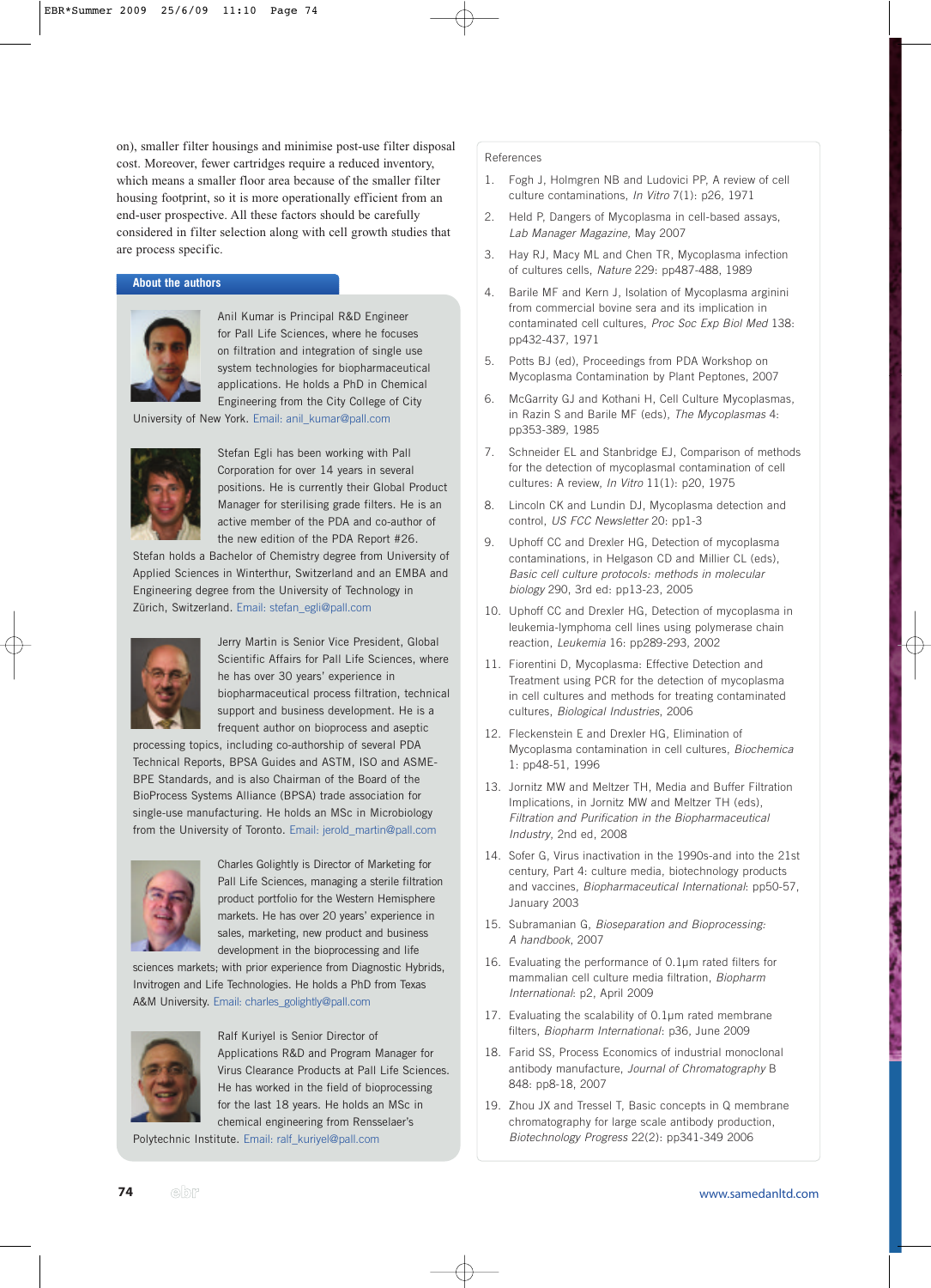on), smaller filter housings and minimise post-use filter disposal cost. Moreover, fewer cartridges require a reduced inventory, which means a smaller floor area because of the smaller filter housing footprint, so it is more operationally efficient from an end-user prospective. All these factors should be carefully considered in filter selection along with cell growth studies that are process specific.

## About the authors

Anil Kumar is Principal R&D Engineer for Pall Life Sciences, where he focuses on filtration and integration of single use system technologies for biopharmaceutical applications. He holds a PhD in Chemical Engineering from the City College of City University of New York. Email: anil_kumar@pall.com

Stefan Egli has been working with Pall Corporation for over 14 years in several positions. He is currently their Global Product Manager for sterilising grade filters. He is an active member of the PDA and co-author of the new edition of the PDA Report #26. Stefan holds a Bachelor of Chemistry degree from University of Applied Sciences in Winterthur, Switzerland and an EMBA and Engineering degree from the University of Technology in Zürich, Switzerland. Email: stefan_egli@pall.com

Jerry Martin is Senior Vice President, Global Scientific Affairs for Pall Life Sciences, where he has over 30 years' experience in biopharmaceutical process filtration, technical support and business development. He is a frequent author on bioprocess and aseptic processing topics, including co-authorship of several PDA Technical Reports, BPSA Guides and ASTM, ISO and ASME-BPE Standards, and is also Chairman of the Board of the BioProcess Systems Alliance (BPSA) trade association for single-use manufacturing. He holds an MSc in Microbiology from the University of Toronto. Email: jerold_martin@pall.com

Charles Golightly is Director of Marketing for Pall Life Sciences, managing a sterile filtration product portfolio for the Western Hemisphere markets. He has over 20 years' experience in sales, marketing, new product and business development in the bioprocessing and life sciences markets; with prior experience from Diagnostic Hybrids, Invitrogen and Life Technologies. He holds a PhD from Texas A&M University. Email: charles_golightly@pall.com

Ralf Kuriyel is Senior Director of Applications R&D and Program Manager for Virus Clearance Products at Pall Life Sciences. He has worked in the field of bioprocessing for the last 18 years. He holds an MSc in chemical engineering from Rensselaer's Polytechnic Institute. Email: ralf_kuriyel@pall.com

## References

1. Fogh J, Holmgren NB and Ludovici PP, A review of cell culture contaminations, *In Vitro* 7(1): p26, 1971
2. Held P, Dangers of Mycoplasma in cell-based assays, *Lab Manager Magazine*, May 2007
3. Hay RJ, Macy ML and Chen TR, Mycoplasma infection of cultures cells, *Nature* 229: pp487-488, 1989
4. Barile MF and Kern J, Isolation of Mycoplasma arginini from commercial bovine sera and its implication in contaminated cell cultures, *Proc Soc Exp Biol Med* 138: pp432-437, 1971
5. Potts BJ (ed), Proceedings from PDA Workshop on Mycoplasma Contamination by Plant Peptones, 2007
6. McGarrity GJ and Kothani H, Cell Culture Mycoplasmas, in Razin S and Barile MF (eds), *The Mycoplasmas* 4: pp353-389, 1985
7. Schneider EL and Stanbridge EJ, Comparison of methods for the detection of mycoplasmal contamination of cell cultures: A review, *In Vitro* 11(1): p20, 1975
8. Lincoln CK and Lundin DJ, Mycoplasma detection and control, *US FCC Newsletter* 20: pp1-3
9. Uphoff CC and Drexler HG, Detection of mycoplasma contaminations, in Helgason CD and Millier CL (eds), *Basic cell culture protocols: methods in molecular biology* 290, 3rd ed: pp13-23, 2005
10. Uphoff CC and Drexler HG, Detection of mycoplasma in leukemia-lymphoma cell lines using polymerase chain reaction, *Leukemia* 16: pp289-293, 2002
11. Fiorentini D, Mycoplasma: Effective Detection and Treatment using PCR for the detection of mycoplasma in cell cultures and methods for treating contaminated cultures, *Biological Industries*, 2006
12. Fleckenstein E and Drexler HG, Elimination of Mycoplasma contamination in cell cultures, *Biochemica* 1: pp48-51, 1996
13. Jornitz MW and Meltzer TH, Media and Buffer Filtration Implications, in Jornitz MW and Meltzer TH (eds), *Filtration and Purification in the Biopharmaceutical Industry*, 2nd ed, 2008
14. Sofer G, Virus inactivation in the 1990s-and into the 21st century, Part 4: culture media, biotechnology products and vaccines, *Biopharmaceutical International*: pp50-57, January 2003
15. Subramanian G, *Bioseparation and Bioprocessing: A handbook*, 2007
16. Evaluating the performance of 0.1µm rated filters for mammalian cell culture media filtration, *Biopharm International*: p2, April 2009
17. Evaluating the scalability of 0.1µm rated membrane filters, *Biopharm International*: p36, June 2009
18. Farid SS, Process Economics of industrial monoclonal antibody manufacture, *Journal of Chromatography* B 848: pp8-18, 2007
19. Zhou JX and Tressel T, Basic concepts in Q membrane chromatography for large scale antibody production, *Biotechnology Progress* 22(2): pp341-349 2006